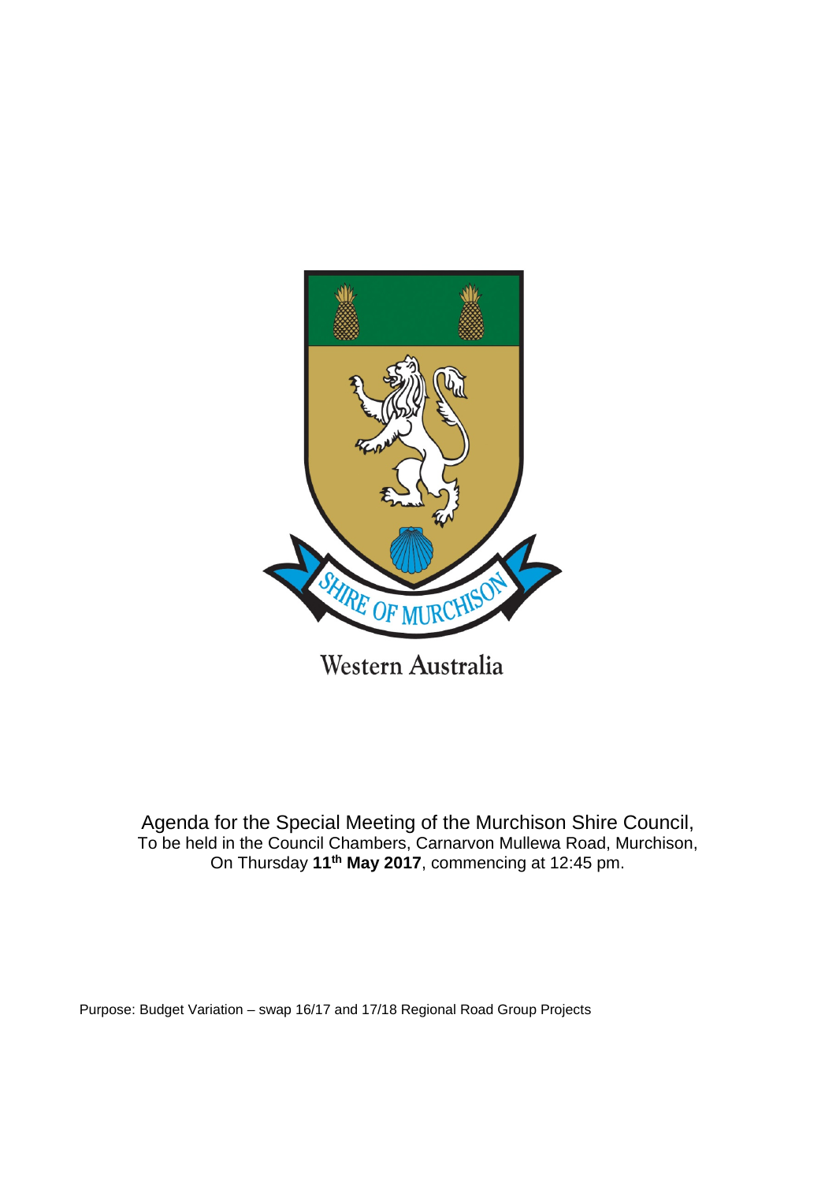SHIRE OF MURCHISON

Western Australia

Agenda for the Special Meeting of the Murchison Shire Council,
To be held in the Council Chambers, Carnarvon Mullewa Road, Murchison,
On Thursday **11th May 2017**, commencing at 12:45 pm.

Purpose: Budget Variation – swap 16/17 and 17/18 Regional Road Group Projects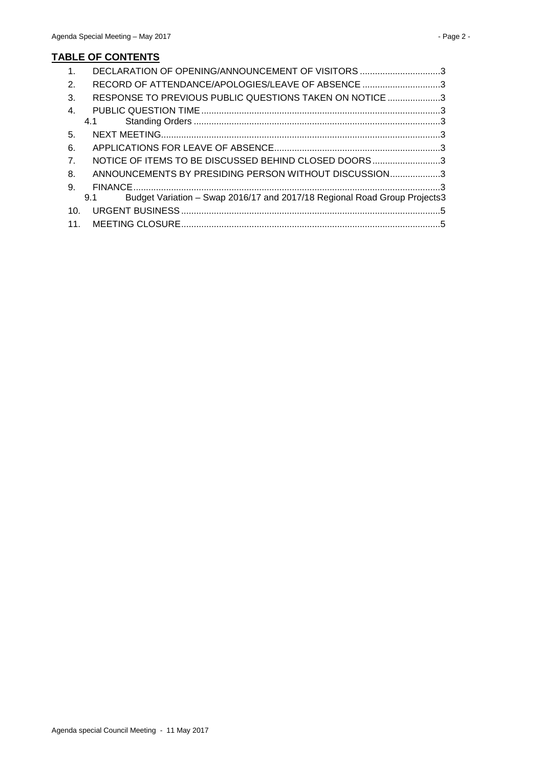## TABLE OF CONTENTS

1. DECLARATION OF OPENING/ANNOUNCEMENT OF VISITORS ................................3
2. RECORD OF ATTENDANCE/APOLOGIES/LEAVE OF ABSENCE ...............................3
3. RESPONSE TO PREVIOUS PUBLIC QUESTIONS TAKEN ON NOTICE .....................3
4. PUBLIC QUESTION TIME ..............................................................................................3
   - 4.1 Standing Orders .................................................................................................3
5. NEXT MEETING..............................................................................................................3
6. APPLICATIONS FOR LEAVE OF ABSENCE.................................................................3
7. NOTICE OF ITEMS TO BE DISCUSSED BEHIND CLOSED DOORS...........................3
8. ANNOUNCEMENTS BY PRESIDING PERSON WITHOUT DISCUSSION....................3
9. FINANCE.........................................................................................................................3
   - 9.1 Budget Variation – Swap 2016/17 and 2017/18 Regional Road Group Projects3
10. URGENT BUSINESS......................................................................................................5
11. MEETING CLOSURE......................................................................................................5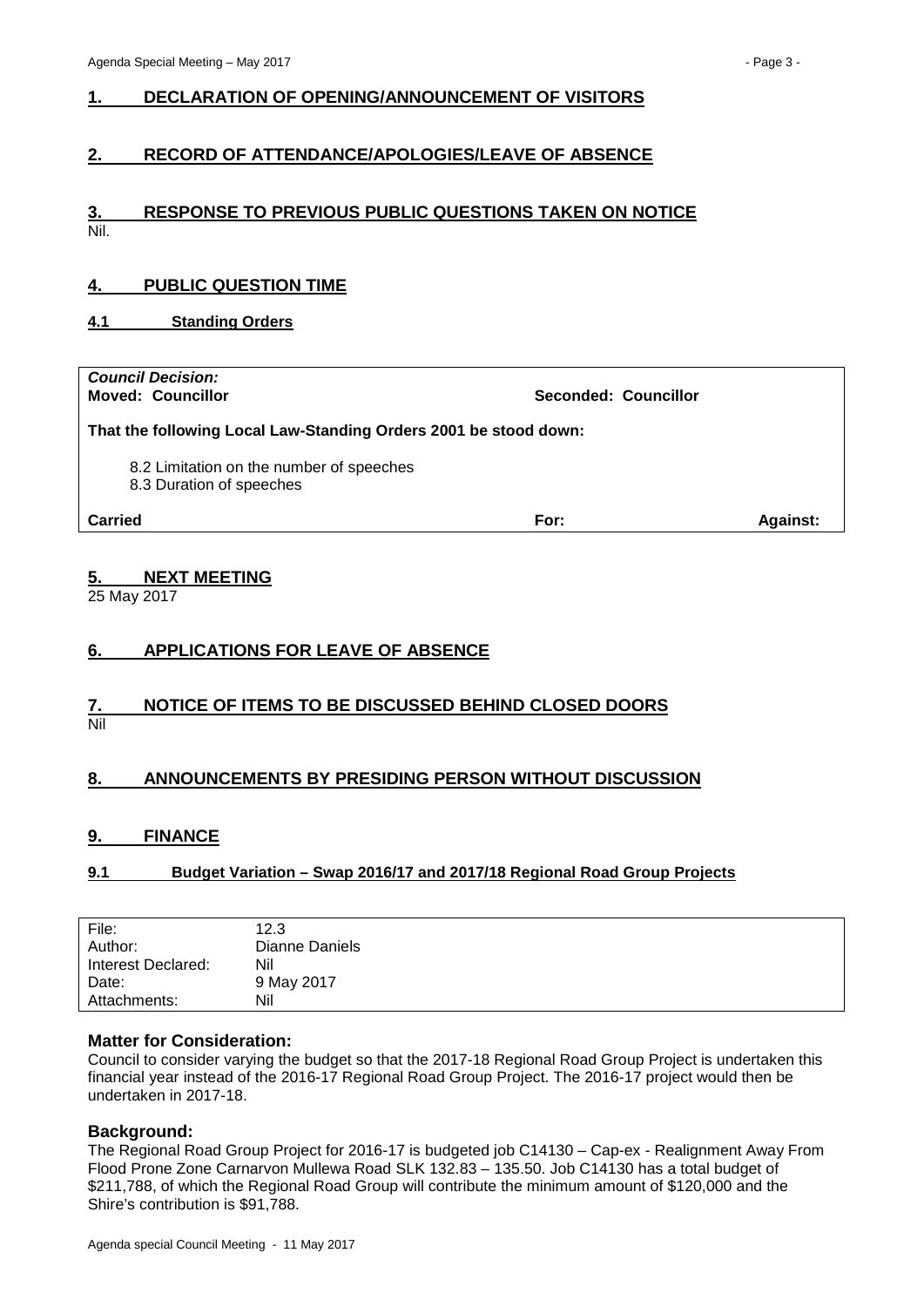## 1. DECLARATION OF OPENING/ANNOUNCEMENT OF VISITORS

## 2. RECORD OF ATTENDANCE/APOLOGIES/LEAVE OF ABSENCE

## 3. RESPONSE TO PREVIOUS PUBLIC QUESTIONS TAKEN ON NOTICE

Nil.

## 4. PUBLIC QUESTION TIME

### 4.1 Standing Orders

***Council Decision:***
**Moved: Councillor** **Seconded: Councillor**

**That the following Local Law-Standing Orders 2001 be stood down:**

8.2 Limitation on the number of speeches
8.3 Duration of speeches

**Carried** **For:** **Against:**

## 5. NEXT MEETING

25 May 2017

## 6. APPLICATIONS FOR LEAVE OF ABSENCE

## 7. NOTICE OF ITEMS TO BE DISCUSSED BEHIND CLOSED DOORS

Nil

## 8. ANNOUNCEMENTS BY PRESIDING PERSON WITHOUT DISCUSSION

## 9. FINANCE

### 9.1 Budget Variation – Swap 2016/17 and 2017/18 Regional Road Group Projects

| | |
|---|---|
| File: | 12.3 |
| Author: | Dianne Daniels |
| Interest Declared: | Nil |
| Date: | 9 May 2017 |
| Attachments: | Nil |

**Matter for Consideration:**

Council to consider varying the budget so that the 2017-18 Regional Road Group Project is undertaken this financial year instead of the 2016-17 Regional Road Group Project. The 2016-17 project would then be undertaken in 2017-18.

**Background:**

The Regional Road Group Project for 2016-17 is budgeted job C14130 – Cap-ex - Realignment Away From Flood Prone Zone Carnarvon Mullewa Road SLK 132.83 – 135.50. Job C14130 has a total budget of $211,788, of which the Regional Road Group will contribute the minimum amount of $120,000 and the Shire's contribution is $91,788.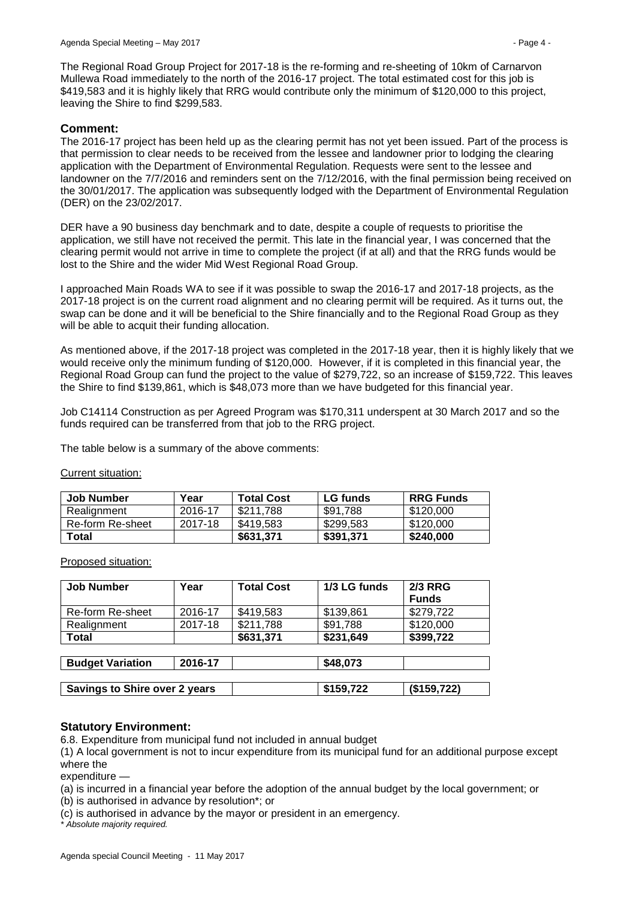The Regional Road Group Project for 2017-18 is the re-forming and re-sheeting of 10km of Carnarvon Mullewa Road immediately to the north of the 2016-17 project. The total estimated cost for this job is $419,583 and it is highly likely that RRG would contribute only the minimum of $120,000 to this project, leaving the Shire to find $299,583.

## Comment:

The 2016-17 project has been held up as the clearing permit has not yet been issued. Part of the process is that permission to clear needs to be received from the lessee and landowner prior to lodging the clearing application with the Department of Environmental Regulation. Requests were sent to the lessee and landowner on the 7/7/2016 and reminders sent on the 7/12/2016, with the final permission being received on the 30/01/2017. The application was subsequently lodged with the Department of Environmental Regulation (DER) on the 23/02/2017.

DER have a 90 business day benchmark and to date, despite a couple of requests to prioritise the application, we still have not received the permit. This late in the financial year, I was concerned that the clearing permit would not arrive in time to complete the project (if at all) and that the RRG funds would be lost to the Shire and the wider Mid West Regional Road Group.

I approached Main Roads WA to see if it was possible to swap the 2016-17 and 2017-18 projects, as the 2017-18 project is on the current road alignment and no clearing permit will be required. As it turns out, the swap can be done and it will be beneficial to the Shire financially and to the Regional Road Group as they will be able to acquit their funding allocation.

As mentioned above, if the 2017-18 project was completed in the 2017-18 year, then it is highly likely that we would receive only the minimum funding of $120,000. However, if it is completed in this financial year, the Regional Road Group can fund the project to the value of $279,722, so an increase of $159,722. This leaves the Shire to find $139,861, which is $48,073 more than we have budgeted for this financial year.

Job C14114 Construction as per Agreed Program was $170,311 underspent at 30 March 2017 and so the funds required can be transferred from that job to the RRG project.

The table below is a summary of the above comments:

Current situation:

| Job Number | Year | Total Cost | LG funds | RRG Funds |
|---|---|---|---|---|
| Realignment | 2016-17 | $211,788 | $91,788 | $120,000 |
| Re-form Re-sheet | 2017-18 | $419,583 | $299,583 | $120,000 |
| **Total** | | **$631,371** | **$391,371** | **$240,000** |

Proposed situation:

| Job Number | Year | Total Cost | 1/3 LG funds | 2/3 RRG Funds |
|---|---|---|---|---|
| Re-form Re-sheet | 2016-17 | $419,583 | $139,861 | $279,722 |
| Realignment | 2017-18 | $211,788 | $91,788 | $120,000 |
| **Total** | | **$631,371** | **$231,649** | **$399,722** |
| **Budget Variation** | **2016-17** | | **$48,073** | |
| **Savings to Shire over 2 years** | | | **$159,722** | **($159,722)** |

## Statutory Environment:

6.8. Expenditure from municipal fund not included in annual budget

(1) A local government is not to incur expenditure from its municipal fund for an additional purpose except where the

expenditure —

(a) is incurred in a financial year before the adoption of the annual budget by the local government; or

(b) is authorised in advance by resolution*; or

(c) is authorised in advance by the mayor or president in an emergency.

*\* Absolute majority required.*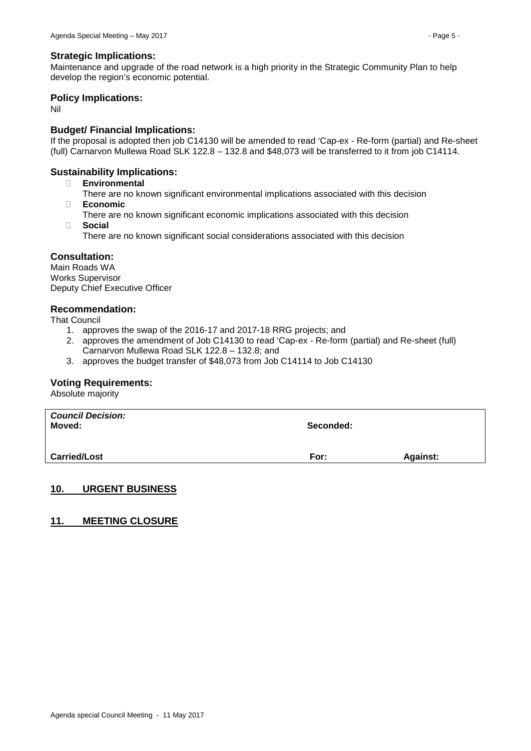### Strategic Implications:

Maintenance and upgrade of the road network is a high priority in the Strategic Community Plan to help develop the region's economic potential.

### Policy Implications:

Nil

### Budget/ Financial Implications:

If the proposal is adopted then job C14130 will be amended to read 'Cap-ex - Re-form (partial) and Re-sheet (full) Carnarvon Mullewa Road SLK 122.8 – 132.8 and $48,073 will be transferred to it from job C14114.

### Sustainability Implications:

- **Environmental**
  There are no known significant environmental implications associated with this decision
- **Economic**
  There are no known significant economic implications associated with this decision
- **Social**
  There are no known significant social considerations associated with this decision

### Consultation:

Main Roads WA
Works Supervisor
Deputy Chief Executive Officer

### Recommendation:

That Council

1. approves the swap of the 2016-17 and 2017-18 RRG projects; and
2. approves the amendment of Job C14130 to read 'Cap-ex - Re-form (partial) and Re-sheet (full) Carnarvon Mullewa Road SLK 122.8 – 132.8; and
3. approves the budget transfer of $48,073 from Job C14114 to Job C14130

### Voting Requirements:

Absolute majority

| | | |
|---|---|---|
| ***Council Decision:*** **Moved:** | **Seconded:** | |
| **Carried/Lost** | **For:** | **Against:** |

## 10. URGENT BUSINESS

## 11. MEETING CLOSURE